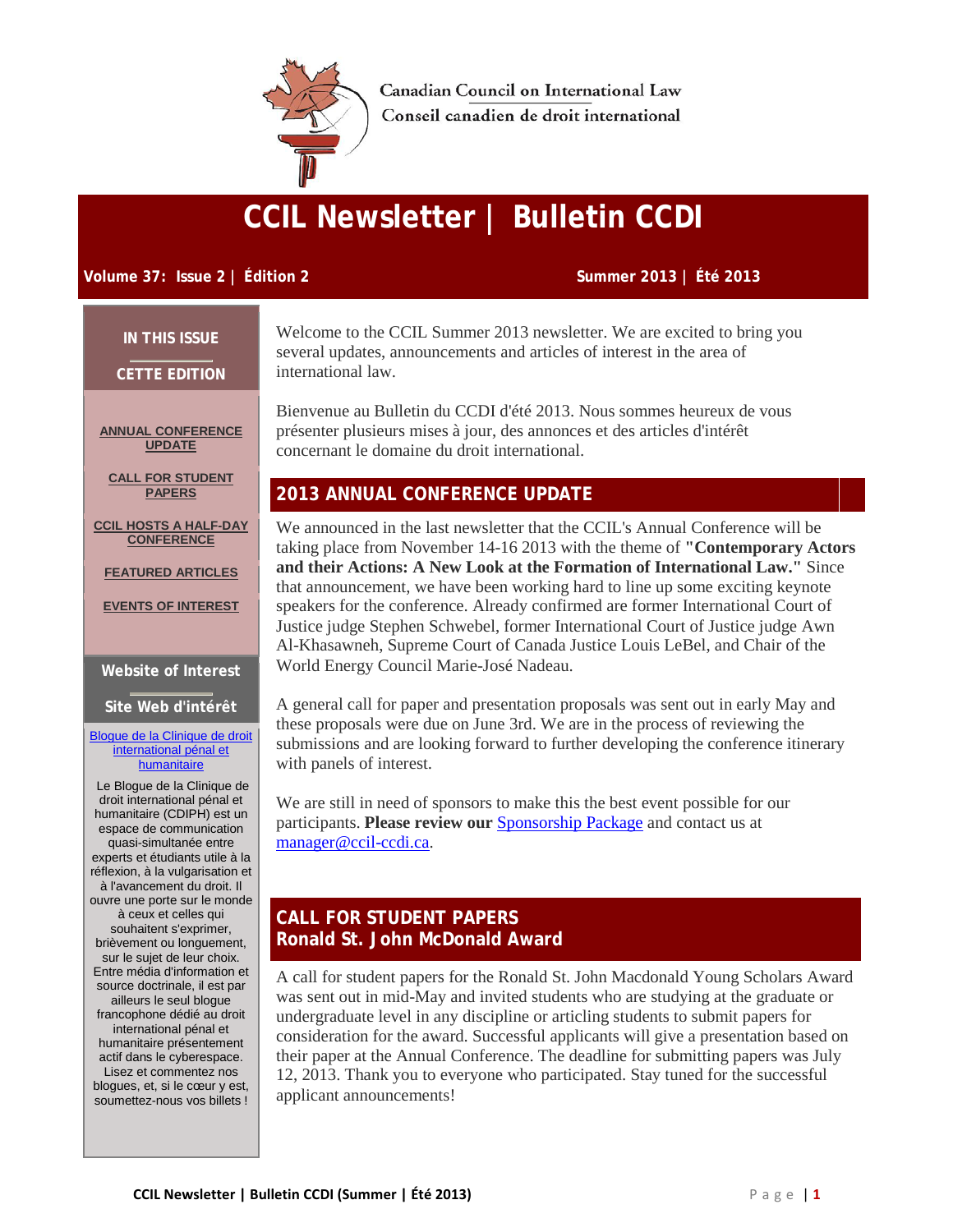Canadian Council on International Law
Conseil canadien de droit international

# CCIL Newsletter | Bulletin CCDI

**Volume 37: Issue 2 | Édition 2** **Summer 2013 | Été 2013**

**IN THIS ISSUE**

**CETTE EDITION**

- ANNUAL CONFERENCE UPDATE
- CALL FOR STUDENT PAPERS
- CCIL HOSTS A HALF-DAY CONFERENCE
- FEATURED ARTICLES
- EVENTS OF INTEREST

**Website of Interest**

**Site Web d'intérêt**

Blogue de la Clinique de droit international pénal et humanitaire

Le Blogue de la Clinique de droit international pénal et humanitaire (CDIPH) est un espace de communication quasi-simultanée entre experts et étudiants utile à la réflexion, à la vulgarisation et à l'avancement du droit. Il ouvre une porte sur le monde à ceux et celles qui souhaitent s'exprimer, brièvement ou longuement, sur le sujet de leur choix. Entre média d'information et source doctrinale, il est par ailleurs le seul blogue francophone dédié au droit international pénal et humanitaire présentement actif dans le cyberespace. Lisez et commentez nos blogues, et, si le cœur y est, soumettez-nous vos billets !

Welcome to the CCIL Summer 2013 newsletter. We are excited to bring you several updates, announcements and articles of interest in the area of international law.

Bienvenue au Bulletin du CCDI d'été 2013. Nous sommes heureux de vous présenter plusieurs mises à jour, des annonces et des articles d'intérêt concernant le domaine du droit international.

## 2013 ANNUAL CONFERENCE UPDATE

We announced in the last newsletter that the CCIL's Annual Conference will be taking place from November 14-16 2013 with the theme of **"Contemporary Actors and their Actions: A New Look at the Formation of International Law."** Since that announcement, we have been working hard to line up some exciting keynote speakers for the conference. Already confirmed are former International Court of Justice judge Stephen Schwebel, former International Court of Justice judge Awn Al-Khasawneh, Supreme Court of Canada Justice Louis LeBel, and Chair of the World Energy Council Marie-José Nadeau.

A general call for paper and presentation proposals was sent out in early May and these proposals were due on June 3rd. We are in the process of reviewing the submissions and are looking forward to further developing the conference itinerary with panels of interest.

We are still in need of sponsors to make this the best event possible for our participants. **Please review our** Sponsorship Package and contact us at manager@ccil-ccdi.ca.

## CALL FOR STUDENT PAPERS
## Ronald St. John McDonald Award

A call for student papers for the Ronald St. John Macdonald Young Scholars Award was sent out in mid-May and invited students who are studying at the graduate or undergraduate level in any discipline or articling students to submit papers for consideration for the award. Successful applicants will give a presentation based on their paper at the Annual Conference. The deadline for submitting papers was July 12, 2013. Thank you to everyone who participated. Stay tuned for the successful applicant announcements!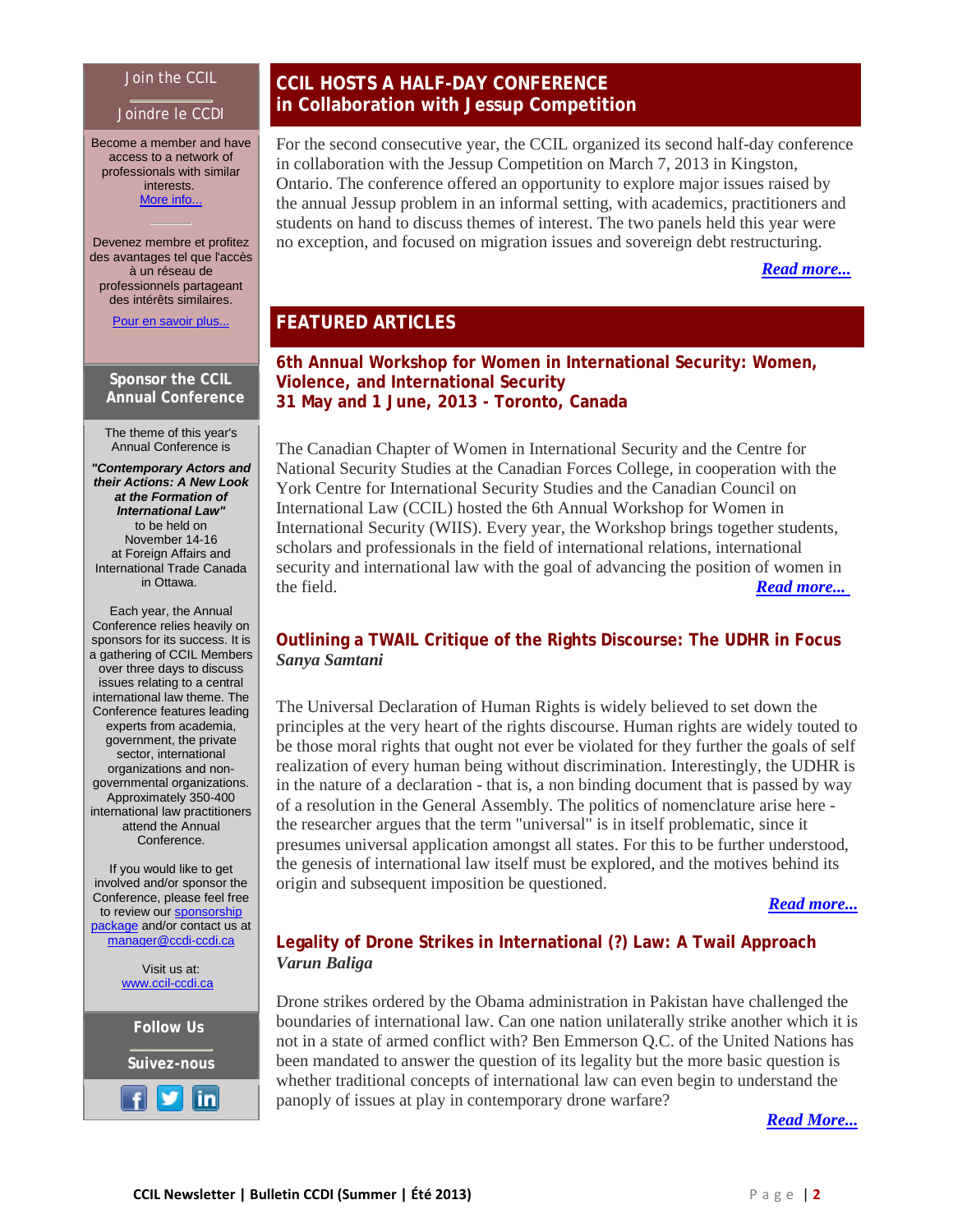## CCIL HOSTS A HALF-DAY CONFERENCE in Collaboration with Jessup Competition

For the second consecutive year, the CCIL organized its second half-day conference in collaboration with the Jessup Competition on March 7, 2013 in Kingston, Ontario. The conference offered an opportunity to explore major issues raised by the annual Jessup problem in an informal setting, with academics, practitioners and students on hand to discuss themes of interest. The two panels held this year were no exception, and focused on migration issues and sovereign debt restructuring.

***Read more...***

## FEATURED ARTICLES

### 6th Annual Workshop for Women in International Security: Women, Violence, and International Security
### 31 May and 1 June, 2013 - Toronto, Canada

The Canadian Chapter of Women in International Security and the Centre for National Security Studies at the Canadian Forces College, in cooperation with the York Centre for International Security Studies and the Canadian Council on International Law (CCIL) hosted the 6th Annual Workshop for Women in International Security (WIIS). Every year, the Workshop brings together students, scholars and professionals in the field of international relations, international security and international law with the goal of advancing the position of women in the field. ***Read more...***

### Outlining a TWAIL Critique of the Rights Discourse: The UDHR in Focus
***Sanya Samtani***

The Universal Declaration of Human Rights is widely believed to set down the principles at the very heart of the rights discourse. Human rights are widely touted to be those moral rights that ought not ever be violated for they further the goals of self realization of every human being without discrimination. Interestingly, the UDHR is in the nature of a declaration - that is, a non binding document that is passed by way of a resolution in the General Assembly. The politics of nomenclature arise here - the researcher argues that the term "universal" is in itself problematic, since it presumes universal application amongst all states. For this to be further understood, the genesis of international law itself must be explored, and the motives behind its origin and subsequent imposition be questioned.

***Read more...***

### Legality of Drone Strikes in International (?) Law: A Twail Approach
***Varun Baliga***

Drone strikes ordered by the Obama administration in Pakistan have challenged the boundaries of international law. Can one nation unilaterally strike another which it is not in a state of armed conflict with? Ben Emmerson Q.C. of the United Nations has been mandated to answer the question of its legality but the more basic question is whether traditional concepts of international law can even begin to understand the panoply of issues at play in contemporary drone warfare?

***Read More...***

---

### Join the CCIL
### Joindre le CCDI

Become a member and have access to a network of professionals with similar interests.
More info...

Devenez membre et profitez des avantages tel que l'accès à un réseau de professionnels partageant des intérêts similaires.
Pour en savoir plus...

### Sponsor the CCIL Annual Conference

The theme of this year's Annual Conference is

***"Contemporary Actors and their Actions: A New Look at the Formation of International Law"***
to be held on November 14-16 at Foreign Affairs and International Trade Canada in Ottawa.

Each year, the Annual Conference relies heavily on sponsors for its success. It is a gathering of CCIL Members over three days to discuss issues relating to a central international law theme. The Conference features leading experts from academia, government, the private sector, international organizations and non-governmental organizations. Approximately 350-400 international law practitioners attend the Annual Conference.

If you would like to get involved and/or sponsor the Conference, please feel free to review our sponsorship package and/or contact us at manager@ccdi-ccdi.ca

Visit us at:
www.ccil-ccdi.ca

### Follow Us
### Suivez-nous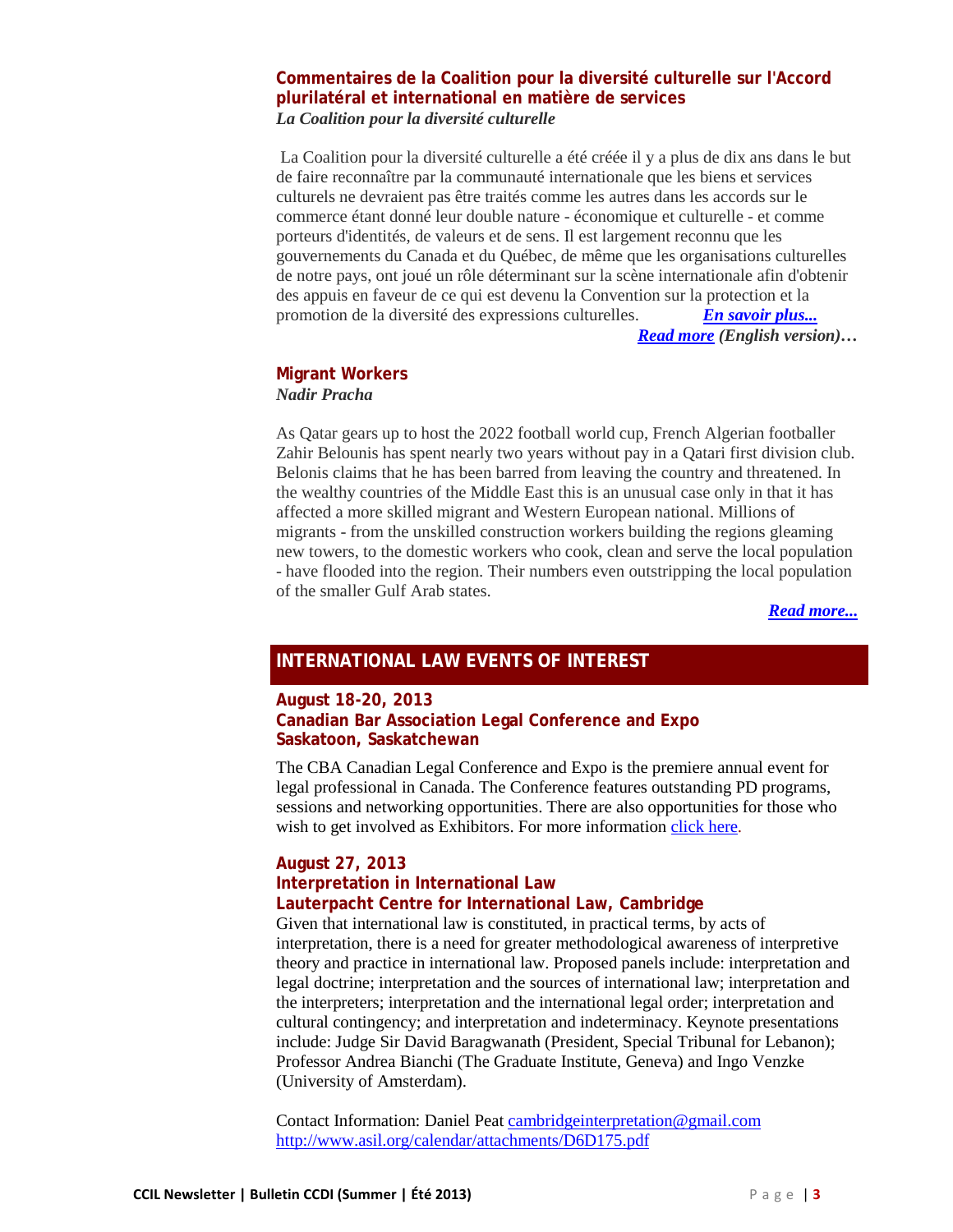### Commentaires de la Coalition pour la diversité culturelle sur l'Accord plurilatéral et international en matière de services

*La Coalition pour la diversité culturelle*

La Coalition pour la diversité culturelle a été créée il y a plus de dix ans dans le but de faire reconnaître par la communauté internationale que les biens et services culturels ne devraient pas être traités comme les autres dans les accords sur le commerce étant donné leur double nature - économique et culturelle - et comme porteurs d'identités, de valeurs et de sens. Il est largement reconnu que les gouvernements du Canada et du Québec, de même que les organisations culturelles de notre pays, ont joué un rôle déterminant sur la scène internationale afin d'obtenir des appuis en faveur de ce qui est devenu la Convention sur la protection et la promotion de la diversité des expressions culturelles. ***En savoir plus...***

***Read more** (English version)…*

### Migrant Workers

*Nadir Pracha*

As Qatar gears up to host the 2022 football world cup, French Algerian footballer Zahir Belounis has spent nearly two years without pay in a Qatari first division club. Belonis claims that he has been barred from leaving the country and threatened. In the wealthy countries of the Middle East this is an unusual case only in that it has affected a more skilled migrant and Western European national. Millions of migrants - from the unskilled construction workers building the regions gleaming new towers, to the domestic workers who cook, clean and serve the local population - have flooded into the region. Their numbers even outstripping the local population of the smaller Gulf Arab states.

***Read more...***

## INTERNATIONAL LAW EVENTS OF INTEREST

### August 18-20, 2013
### Canadian Bar Association Legal Conference and Expo
### Saskatoon, Saskatchewan

The CBA Canadian Legal Conference and Expo is the premiere annual event for legal professional in Canada. The Conference features outstanding PD programs, sessions and networking opportunities. There are also opportunities for those who wish to get involved as Exhibitors. For more information click here.

### August 27, 2013
### Interpretation in International Law
### Lauterpacht Centre for International Law, Cambridge

Given that international law is constituted, in practical terms, by acts of interpretation, there is a need for greater methodological awareness of interpretive theory and practice in international law. Proposed panels include: interpretation and legal doctrine; interpretation and the sources of international law; interpretation and the interpreters; interpretation and the international legal order; interpretation and cultural contingency; and interpretation and indeterminacy. Keynote presentations include: Judge Sir David Baragwanath (President, Special Tribunal for Lebanon); Professor Andrea Bianchi (The Graduate Institute, Geneva) and Ingo Venzke (University of Amsterdam).

Contact Information: Daniel Peat cambridgeinterpretation@gmail.com
http://www.asil.org/calendar/attachments/D6D175.pdf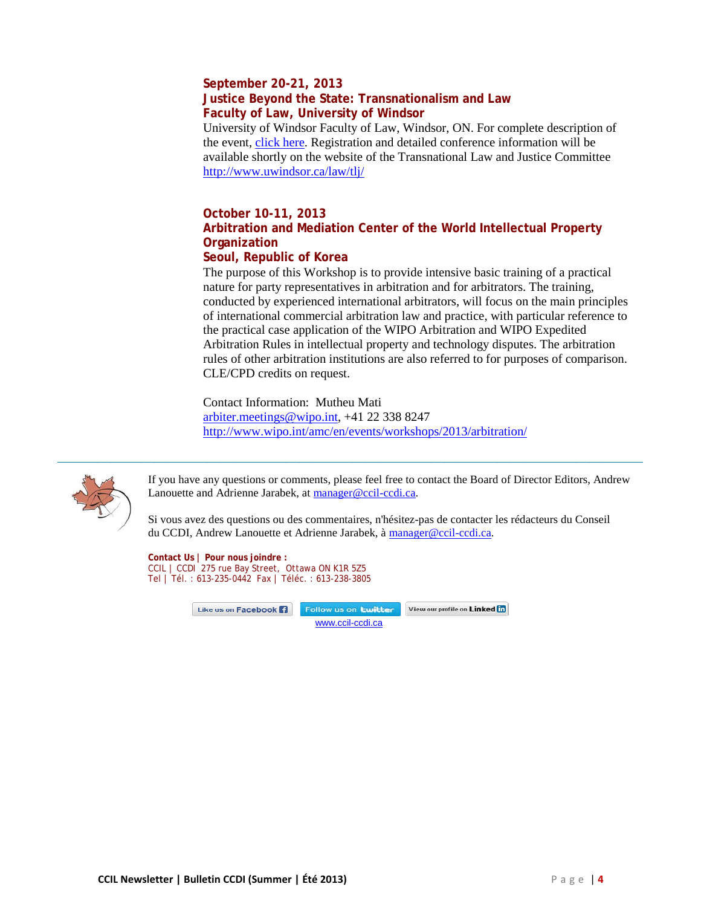**September 20-21, 2013**
**Justice Beyond the State: Transnationalism and Law**
**Faculty of Law, University of Windsor**

University of Windsor Faculty of Law, Windsor, ON. For complete description of the event, click here. Registration and detailed conference information will be available shortly on the website of the Transnational Law and Justice Committee http://www.uwindsor.ca/law/tlj/

**October 10-11, 2013**
**Arbitration and Mediation Center of the World Intellectual Property Organization**
**Seoul, Republic of Korea**

The purpose of this Workshop is to provide intensive basic training of a practical nature for party representatives in arbitration and for arbitrators. The training, conducted by experienced international arbitrators, will focus on the main principles of international commercial arbitration law and practice, with particular reference to the practical case application of the WIPO Arbitration and WIPO Expedited Arbitration Rules in intellectual property and technology disputes. The arbitration rules of other arbitration institutions are also referred to for purposes of comparison. CLE/CPD credits on request.

Contact Information: Mutheu Mati
arbiter.meetings@wipo.int, +41 22 338 8247
http://www.wipo.int/amc/en/events/workshops/2013/arbitration/

---

If you have any questions or comments, please feel free to contact the Board of Director Editors, Andrew Lanouette and Adrienne Jarabek, at manager@ccil-ccdi.ca.

Si vous avez des questions ou des commentaires, n'hésitez-pas de contacter les rédacteurs du Conseil du CCDI, Andrew Lanouette et Adrienne Jarabek, à manager@ccil-ccdi.ca.

**Contact Us | Pour nous joindre :**
CCIL | CCDI 275 rue Bay Street, Ottawa ON K1R 5Z5
Tel | Tél. : 613-235-0442 Fax | Téléc. : 613-238-3805

Like us on Facebook | Follow us on twitter | View our profile on LinkedIn
www.ccil-ccdi.ca